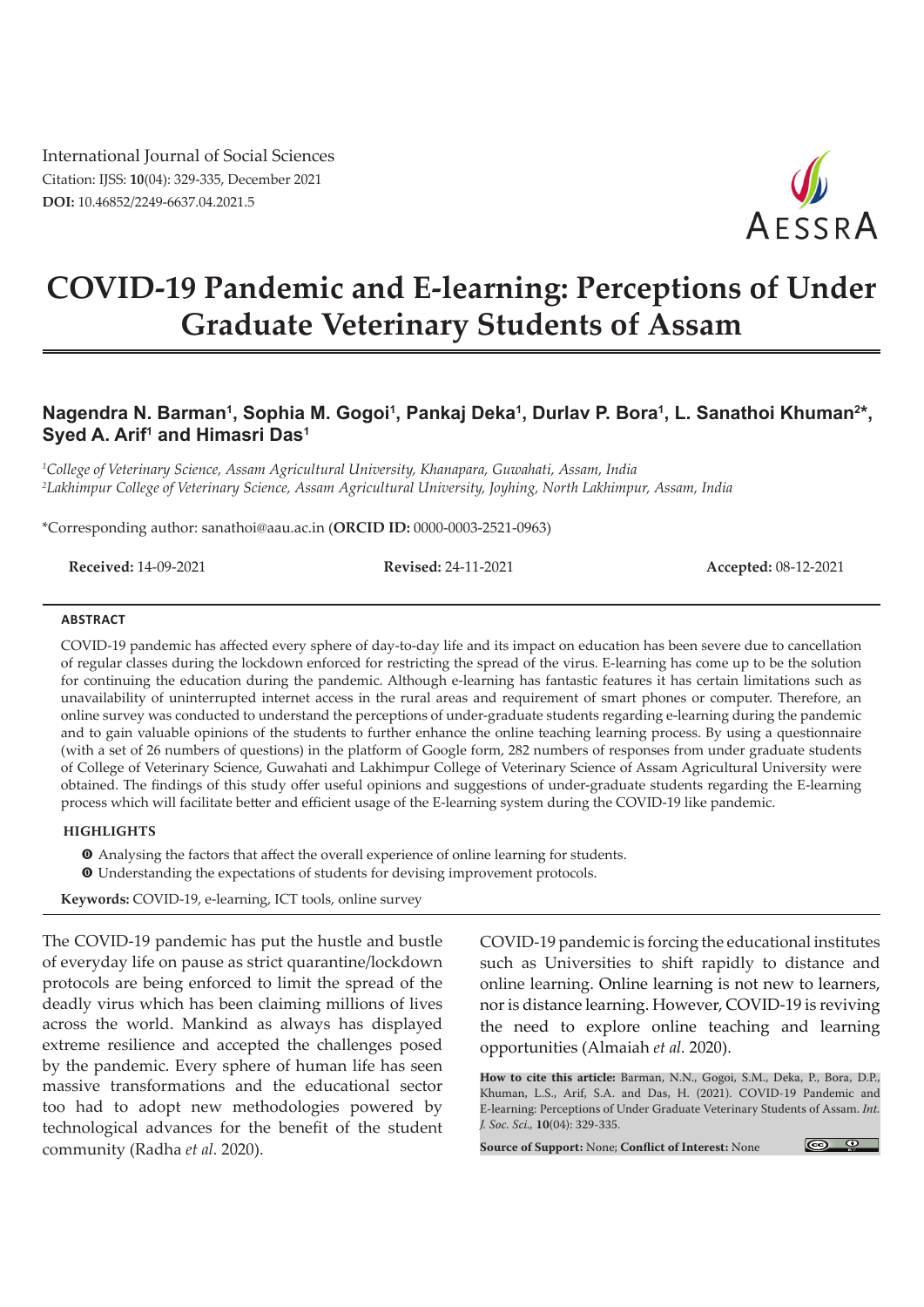International Journal of Social Sciences
Citation: IJSS: **10**(04): 329-335, December 2021
**DOI:** 10.46852/2249-6637.04.2021.5

# COVID-19 Pandemic and E-learning: Perceptions of Under Graduate Veterinary Students of Assam

**Nagendra N. Barman[1], Sophia M. Gogoi[1], Pankaj Deka[1], Durlav P. Bora[1], L. Sanathoi Khuman[2]*, Syed A. Arif[1] and Himasri Das[1]**

[1]*College of Veterinary Science, Assam Agricultural University, Khanapara, Guwahati, Assam, India*
[2]*Lakhimpur College of Veterinary Science, Assam Agricultural University, Joyhing, North Lakhimpur, Assam, India*

*Corresponding author: sanathoi@aau.ac.in (**ORCID ID:** 0000-0003-2521-0963)

**Received:** 14-09-2021 **Revised:** 24-11-2021 **Accepted:** 08-12-2021

## ABSTRACT

COVID-19 pandemic has affected every sphere of day-to-day life and its impact on education has been severe due to cancellation of regular classes during the lockdown enforced for restricting the spread of the virus. E-learning has come up to be the solution for continuing the education during the pandemic. Although e-learning has fantastic features it has certain limitations such as unavailability of uninterrupted internet access in the rural areas and requirement of smart phones or computer. Therefore, an online survey was conducted to understand the perceptions of under-graduate students regarding e-learning during the pandemic and to gain valuable opinions of the students to further enhance the online teaching learning process. By using a questionnaire (with a set of 26 numbers of questions) in the platform of Google form, 282 numbers of responses from under graduate students of College of Veterinary Science, Guwahati and Lakhimpur College of Veterinary Science of Assam Agricultural University were obtained. The findings of this study offer useful opinions and suggestions of under-graduate students regarding the E-learning process which will facilitate better and efficient usage of the E-learning system during the COVID-19 like pandemic.

### HIGHLIGHTS

- Analysing the factors that affect the overall experience of online learning for students.
- Understanding the expectations of students for devising improvement protocols.

**Keywords:** COVID-19, e-learning, ICT tools, online survey

The COVID-19 pandemic has put the hustle and bustle of everyday life on pause as strict quarantine/lockdown protocols are being enforced to limit the spread of the deadly virus which has been claiming millions of lives across the world. Mankind as always has displayed extreme resilience and accepted the challenges posed by the pandemic. Every sphere of human life has seen massive transformations and the educational sector too had to adopt new methodologies powered by technological advances for the benefit of the student community (Radha *et al.* 2020).

COVID-19 pandemic is forcing the educational institutes such as Universities to shift rapidly to distance and online learning. Online learning is not new to learners, nor is distance learning. However, COVID-19 is reviving the need to explore online teaching and learning opportunities (Almaiah *et al.* 2020).

**How to cite this article:** Barman, N.N., Gogoi, S.M., Deka, P., Bora, D.P., Khuman, L.S., Arif, S.A. and Das, H. (2021). COVID-19 Pandemic and E-learning: Perceptions of Under Graduate Veterinary Students of Assam. *Int. J. Soc. Sci.*, **10**(04): 329-335.

**Source of Support:** None; **Conflict of Interest:** None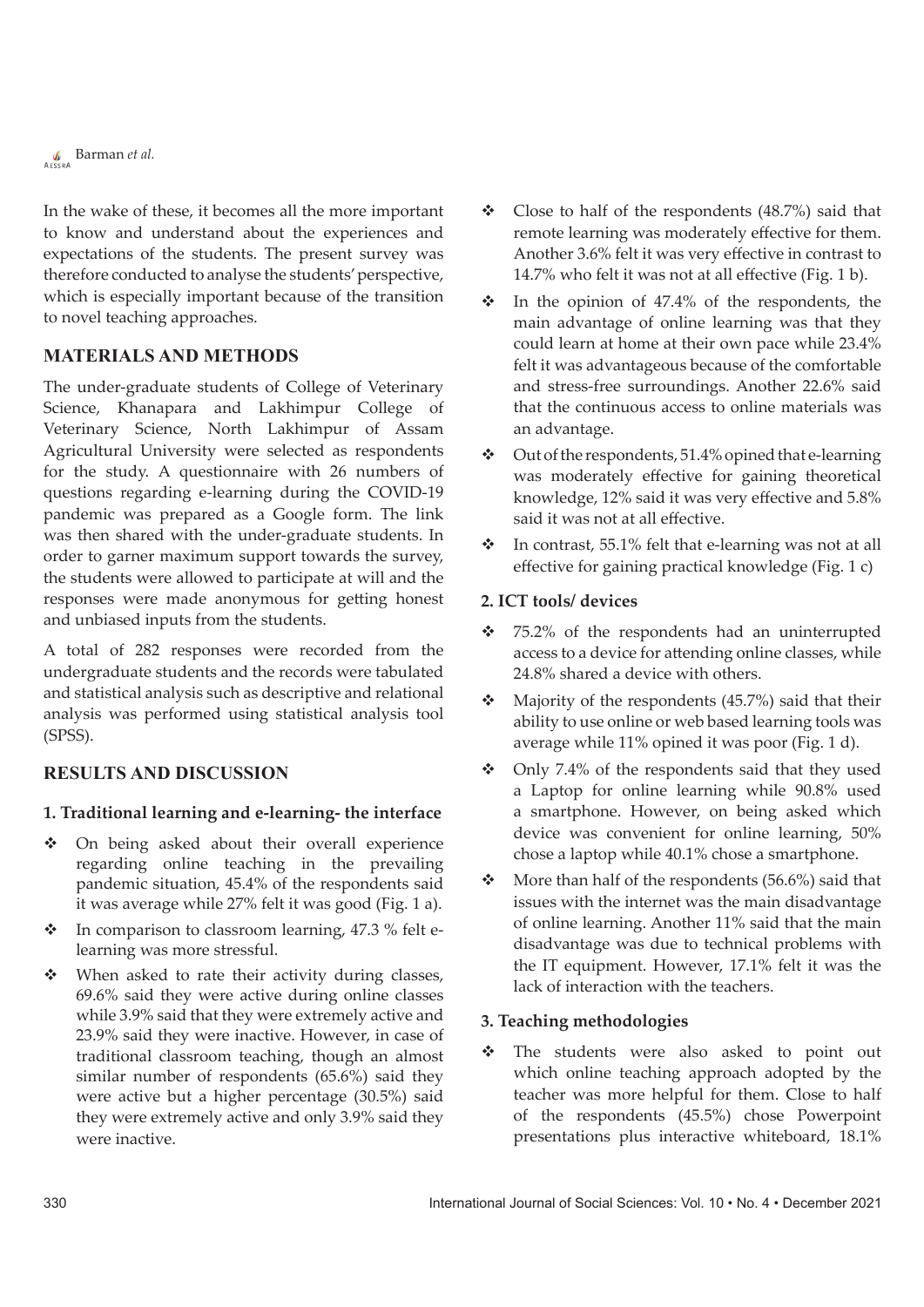In the wake of these, it becomes all the more important to know and understand about the experiences and expectations of the students. The present survey was therefore conducted to analyse the students' perspective, which is especially important because of the transition to novel teaching approaches.

## MATERIALS AND METHODS

The under-graduate students of College of Veterinary Science, Khanapara and Lakhimpur College of Veterinary Science, North Lakhimpur of Assam Agricultural University were selected as respondents for the study. A questionnaire with 26 numbers of questions regarding e-learning during the COVID-19 pandemic was prepared as a Google form. The link was then shared with the under-graduate students. In order to garner maximum support towards the survey, the students were allowed to participate at will and the responses were made anonymous for getting honest and unbiased inputs from the students.

A total of 282 responses were recorded from the undergraduate students and the records were tabulated and statistical analysis such as descriptive and relational analysis was performed using statistical analysis tool (SPSS).

## RESULTS AND DISCUSSION

### 1. Traditional learning and e-learning- the interface

- On being asked about their overall experience regarding online teaching in the prevailing pandemic situation, 45.4% of the respondents said it was average while 27% felt it was good (Fig. 1 a).
- In comparison to classroom learning, 47.3 % felt e-learning was more stressful.
- When asked to rate their activity during classes, 69.6% said they were active during online classes while 3.9% said that they were extremely active and 23.9% said they were inactive. However, in case of traditional classroom teaching, though an almost similar number of respondents (65.6%) said they were active but a higher percentage (30.5%) said they were extremely active and only 3.9% said they were inactive.
- Close to half of the respondents (48.7%) said that remote learning was moderately effective for them. Another 3.6% felt it was very effective in contrast to 14.7% who felt it was not at all effective (Fig. 1 b).
- In the opinion of 47.4% of the respondents, the main advantage of online learning was that they could learn at home at their own pace while 23.4% felt it was advantageous because of the comfortable and stress-free surroundings. Another 22.6% said that the continuous access to online materials was an advantage.
- Out of the respondents, 51.4% opined that e-learning was moderately effective for gaining theoretical knowledge, 12% said it was very effective and 5.8% said it was not at all effective.
- In contrast, 55.1% felt that e-learning was not at all effective for gaining practical knowledge (Fig. 1 c)

### 2. ICT tools/ devices

- 75.2% of the respondents had an uninterrupted access to a device for attending online classes, while 24.8% shared a device with others.
- Majority of the respondents (45.7%) said that their ability to use online or web based learning tools was average while 11% opined it was poor (Fig. 1 d).
- Only 7.4% of the respondents said that they used a Laptop for online learning while 90.8% used a smartphone. However, on being asked which device was convenient for online learning, 50% chose a laptop while 40.1% chose a smartphone.
- More than half of the respondents (56.6%) said that issues with the internet was the main disadvantage of online learning. Another 11% said that the main disadvantage was due to technical problems with the IT equipment. However, 17.1% felt it was the lack of interaction with the teachers.

### 3. Teaching methodologies

- The students were also asked to point out which online teaching approach adopted by the teacher was more helpful for them. Close to half of the respondents (45.5%) chose Powerpoint presentations plus interactive whiteboard, 18.1%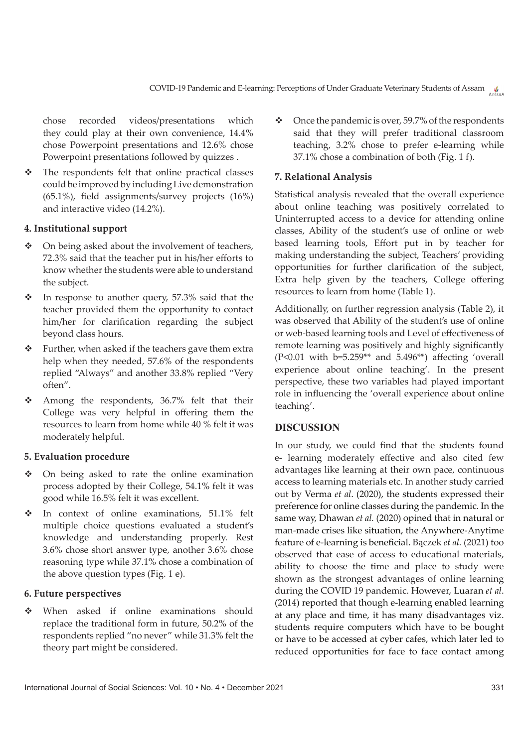chose recorded videos/presentations which they could play at their own convenience, 14.4% chose Powerpoint presentations and 12.6% chose Powerpoint presentations followed by quizzes .

- The respondents felt that online practical classes could be improved by including Live demonstration (65.1%), field assignments/survey projects (16%) and interactive video (14.2%).

#### 4. Institutional support

- On being asked about the involvement of teachers, 72.3% said that the teacher put in his/her efforts to know whether the students were able to understand the subject.
- In response to another query, 57.3% said that the teacher provided them the opportunity to contact him/her for clarification regarding the subject beyond class hours.
- Further, when asked if the teachers gave them extra help when they needed, 57.6% of the respondents replied "Always" and another 33.8% replied "Very often".
- Among the respondents, 36.7% felt that their College was very helpful in offering them the resources to learn from home while 40 % felt it was moderately helpful.

#### 5. Evaluation procedure

- On being asked to rate the online examination process adopted by their College, 54.1% felt it was good while 16.5% felt it was excellent.
- In context of online examinations, 51.1% felt multiple choice questions evaluated a student's knowledge and understanding properly. Rest 3.6% chose short answer type, another 3.6% chose reasoning type while 37.1% chose a combination of the above question types (Fig. 1 e).

#### 6. Future perspectives

- When asked if online examinations should replace the traditional form in future, 50.2% of the respondents replied "no never" while 31.3% felt the theory part might be considered.
- Once the pandemic is over, 59.7% of the respondents said that they will prefer traditional classroom teaching, 3.2% chose to prefer e-learning while 37.1% chose a combination of both (Fig. 1 f).

#### 7. Relational Analysis

Statistical analysis revealed that the overall experience about online teaching was positively correlated to Uninterrupted access to a device for attending online classes, Ability of the student's use of online or web based learning tools, Effort put in by teacher for making understanding the subject, Teachers' providing opportunities for further clarification of the subject, Extra help given by the teachers, College offering resources to learn from home (Table 1).

Additionally, on further regression analysis (Table 2), it was observed that Ability of the student's use of online or web-based learning tools and Level of effectiveness of remote learning was positively and highly significantly ($P<0.01$ with $b=5.259^{**}$ and $5.496^{**}$) affecting 'overall experience about online teaching'. In the present perspective, these two variables had played important role in influencing the 'overall experience about online teaching'.

## DISCUSSION

In our study, we could find that the students found e- learning moderately effective and also cited few advantages like learning at their own pace, continuous access to learning materials etc. In another study carried out by Verma *et al*. (2020), the students expressed their preference for online classes during the pandemic. In the same way, Dhawan *et al.* (2020) opined that in natural or man-made crises like situation, the Anywhere-Anytime feature of e-learning is beneficial. Bączek *et al.* (2021) too observed that ease of access to educational materials, ability to choose the time and place to study were shown as the strongest advantages of online learning during the COVID 19 pandemic. However, Luaran *et al*. (2014) reported that though e-learning enabled learning at any place and time, it has many disadvantages viz. students require computers which have to be bought or have to be accessed at cyber cafes, which later led to reduced opportunities for face to face contact among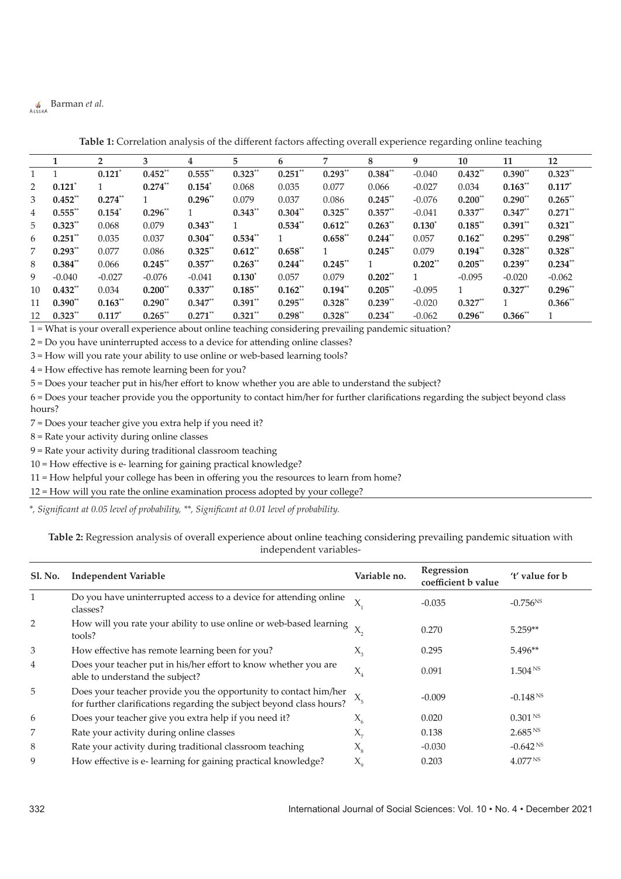**Table 1:** Correlation analysis of the different factors affecting overall experience regarding online teaching

| | 1 | 2 | 3 | 4 | 5 | 6 | 7 | 8 | 9 | 10 | 11 | 12 |
|---|---|---|---|---|---|---|---|---|---|---|---|---|
| 1 | 1 | **0.121**\* | **0.452**\*\* | **0.555**\*\* | **0.323**\*\* | **0.251**\*\* | **0.293**\*\* | **0.384**\*\* | -0.040 | **0.432**\*\* | **0.390**\*\* | **0.323**\*\* |
| 2 | **0.121**\* | 1 | **0.274**\*\* | **0.154**\* | 0.068 | 0.035 | 0.077 | 0.066 | -0.027 | 0.034 | **0.163**\*\* | **0.117**\* |
| 3 | **0.452**\*\* | **0.274**\*\* | 1 | **0.296**\*\* | 0.079 | 0.037 | 0.086 | **0.245**\*\* | -0.076 | **0.200**\*\* | **0.290**\*\* | **0.265**\*\* |
| 4 | **0.555**\*\* | **0.154**\* | **0.296**\*\* | 1 | **0.343**\*\* | **0.304**\*\* | **0.325**\*\* | **0.357**\*\* | -0.041 | **0.337**\*\* | **0.347**\*\* | **0.271**\*\* |
| 5 | **0.323**\*\* | 0.068 | 0.079 | **0.343**\*\* | 1 | **0.534**\*\* | **0.612**\*\* | **0.263**\*\* | **0.130**\* | **0.185**\*\* | **0.391**\*\* | **0.321**\*\* |
| 6 | **0.251**\*\* | 0.035 | 0.037 | **0.304**\*\* | **0.534**\*\* | 1 | **0.658**\*\* | **0.244**\*\* | 0.057 | **0.162**\*\* | **0.295**\*\* | **0.298**\*\* |
| 7 | **0.293**\*\* | 0.077 | 0.086 | **0.325**\*\* | **0.612**\*\* | **0.658**\*\* | 1 | **0.245**\*\* | 0.079 | **0.194**\*\* | **0.328**\*\* | **0.328**\*\* |
| 8 | **0.384**\*\* | 0.066 | **0.245**\*\* | **0.357**\*\* | **0.263**\*\* | **0.244**\*\* | **0.245**\*\* | 1 | **0.202**\*\* | **0.205**\*\* | **0.239**\*\* | **0.234**\*\* |
| 9 | -0.040 | -0.027 | -0.076 | -0.041 | **0.130**\* | 0.057 | 0.079 | **0.202**\*\* | 1 | -0.095 | -0.020 | -0.062 |
| 10 | **0.432**\*\* | 0.034 | **0.200**\*\* | **0.337**\*\* | **0.185**\*\* | **0.162**\*\* | **0.194**\*\* | **0.205**\*\* | -0.095 | 1 | **0.327**\*\* | **0.296**\*\* |
| 11 | **0.390**\*\* | **0.163**\*\* | **0.290**\*\* | **0.347**\*\* | **0.391**\*\* | **0.295**\*\* | **0.328**\*\* | **0.239**\*\* | -0.020 | **0.327**\*\* | 1 | **0.366**\*\* |
| 12 | **0.323**\*\* | **0.117**\* | **0.265**\*\* | **0.271**\*\* | **0.321**\*\* | **0.298**\*\* | **0.328**\*\* | **0.234**\*\* | -0.062 | **0.296**\*\* | **0.366**\*\* | 1 |

1 = What is your overall experience about online teaching considering prevailing pandemic situation?

2 = Do you have uninterrupted access to a device for attending online classes?

3 = How will you rate your ability to use online or web-based learning tools?

4 = How effective has remote learning been for you?

5 = Does your teacher put in his/her effort to know whether you are able to understand the subject?

6 = Does your teacher provide you the opportunity to contact him/her for further clarifications regarding the subject beyond class hours?

7 = Does your teacher give you extra help if you need it?

8 = Rate your activity during online classes

9 = Rate your activity during traditional classroom teaching

10 = How effective is e- learning for gaining practical knowledge?

11 = How helpful your college has been in offering you the resources to learn from home?

12 = How will you rate the online examination process adopted by your college?

*\*, Significant at 0.05 level of probability, \*\*, Significant at 0.01 level of probability.*

**Table 2:** Regression analysis of overall experience about online teaching considering prevailing pandemic situation with independent variables-

| Sl. No. | Independent Variable | Variable no. | Regression coefficient b value | 't' value for b |
|---|---|---|---|---|
| 1 | Do you have uninterrupted access to a device for attending online classes? | $X_1$ | -0.035 | $-0.756^{NS}$ |
| 2 | How will you rate your ability to use online or web-based learning tools? | $X_2$ | 0.270 | 5.259** |
| 3 | How effective has remote learning been for you? | $X_3$ | 0.295 | 5.496** |
| 4 | Does your teacher put in his/her effort to know whether you are able to understand the subject? | $X_4$ | 0.091 | $1.504^{NS}$ |
| 5 | Does your teacher provide you the opportunity to contact him/her for further clarifications regarding the subject beyond class hours? | $X_5$ | -0.009 | $-0.148^{NS}$ |
| 6 | Does your teacher give you extra help if you need it? | $X_6$ | 0.020 | $0.301^{NS}$ |
| 7 | Rate your activity during online classes | $X_7$ | 0.138 | $2.685^{NS}$ |
| 8 | Rate your activity during traditional classroom teaching | $X_8$ | -0.030 | $-0.642^{NS}$ |
| 9 | How effective is e- learning for gaining practical knowledge? | $X_9$ | 0.203 | $4.077^{NS}$ |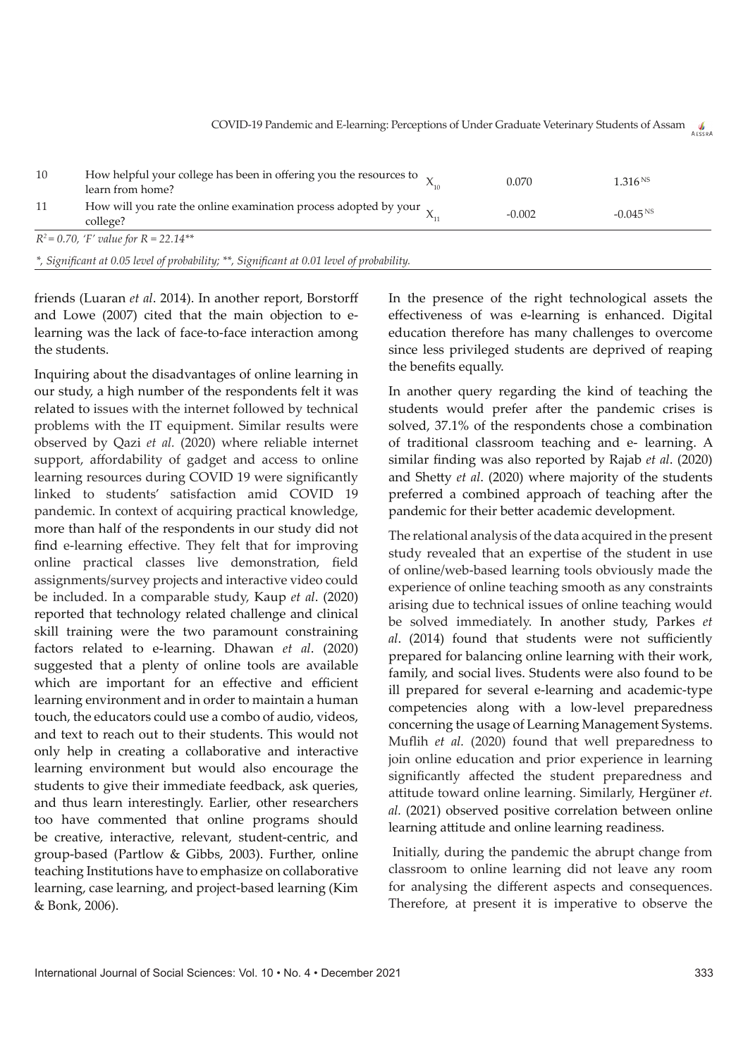| | | | | |
|---|---|---|---|---|
| 10 | How helpful your college has been in offering you the resources to learn from home? | $X_{10}$ | 0.070 | $1.316^{NS}$ |
| 11 | How will you rate the online examination process adopted by your college? | $X_{11}$ | -0.002 | $-0.045^{NS}$ |

*$R^2$ = 0.70, 'F' value for R = 22.14***

**, Significant at 0.05 level of probability; **, Significant at 0.01 level of probability.*

friends (Luaran *et al*. 2014). In another report, Borstorff and Lowe (2007) cited that the main objection to e-learning was the lack of face-to-face interaction among the students.

Inquiring about the disadvantages of online learning in our study, a high number of the respondents felt it was related to issues with the internet followed by technical problems with the IT equipment. Similar results were observed by Qazi *et al.* (2020) where reliable internet support, affordability of gadget and access to online learning resources during COVID 19 were significantly linked to students' satisfaction amid COVID 19 pandemic. In context of acquiring practical knowledge, more than half of the respondents in our study did not find e-learning effective. They felt that for improving online practical classes live demonstration, field assignments/survey projects and interactive video could be included. In a comparable study, Kaup *et al*. (2020) reported that technology related challenge and clinical skill training were the two paramount constraining factors related to e-learning. Dhawan *et al*. (2020) suggested that a plenty of online tools are available which are important for an effective and efficient learning environment and in order to maintain a human touch, the educators could use a combo of audio, videos, and text to reach out to their students. This would not only help in creating a collaborative and interactive learning environment but would also encourage the students to give their immediate feedback, ask queries, and thus learn interestingly. Earlier, other researchers too have commented that online programs should be creative, interactive, relevant, student-centric, and group-based (Partlow & Gibbs, 2003). Further, online teaching Institutions have to emphasize on collaborative learning, case learning, and project-based learning (Kim & Bonk, 2006).

In the presence of the right technological assets the effectiveness of was e-learning is enhanced. Digital education therefore has many challenges to overcome since less privileged students are deprived of reaping the benefits equally.

In another query regarding the kind of teaching the students would prefer after the pandemic crises is solved, 37.1% of the respondents chose a combination of traditional classroom teaching and e- learning. A similar finding was also reported by Rajab *et al*. (2020) and Shetty *et al*. (2020) where majority of the students preferred a combined approach of teaching after the pandemic for their better academic development.

The relational analysis of the data acquired in the present study revealed that an expertise of the student in use of online/web-based learning tools obviously made the experience of online teaching smooth as any constraints arising due to technical issues of online teaching would be solved immediately. In another study, Parkes *et al*. (2014) found that students were not sufficiently prepared for balancing online learning with their work, family, and social lives. Students were also found to be ill prepared for several e-learning and academic-type competencies along with a low-level preparedness concerning the usage of Learning Management Systems. Muflih *et al.* (2020) found that well preparedness to join online education and prior experience in learning significantly affected the student preparedness and attitude toward online learning. Similarly, Hergüner *et. al.* (2021) observed positive correlation between online learning attitude and online learning readiness.

Initially, during the pandemic the abrupt change from classroom to online learning did not leave any room for analysing the different aspects and consequences. Therefore, at present it is imperative to observe the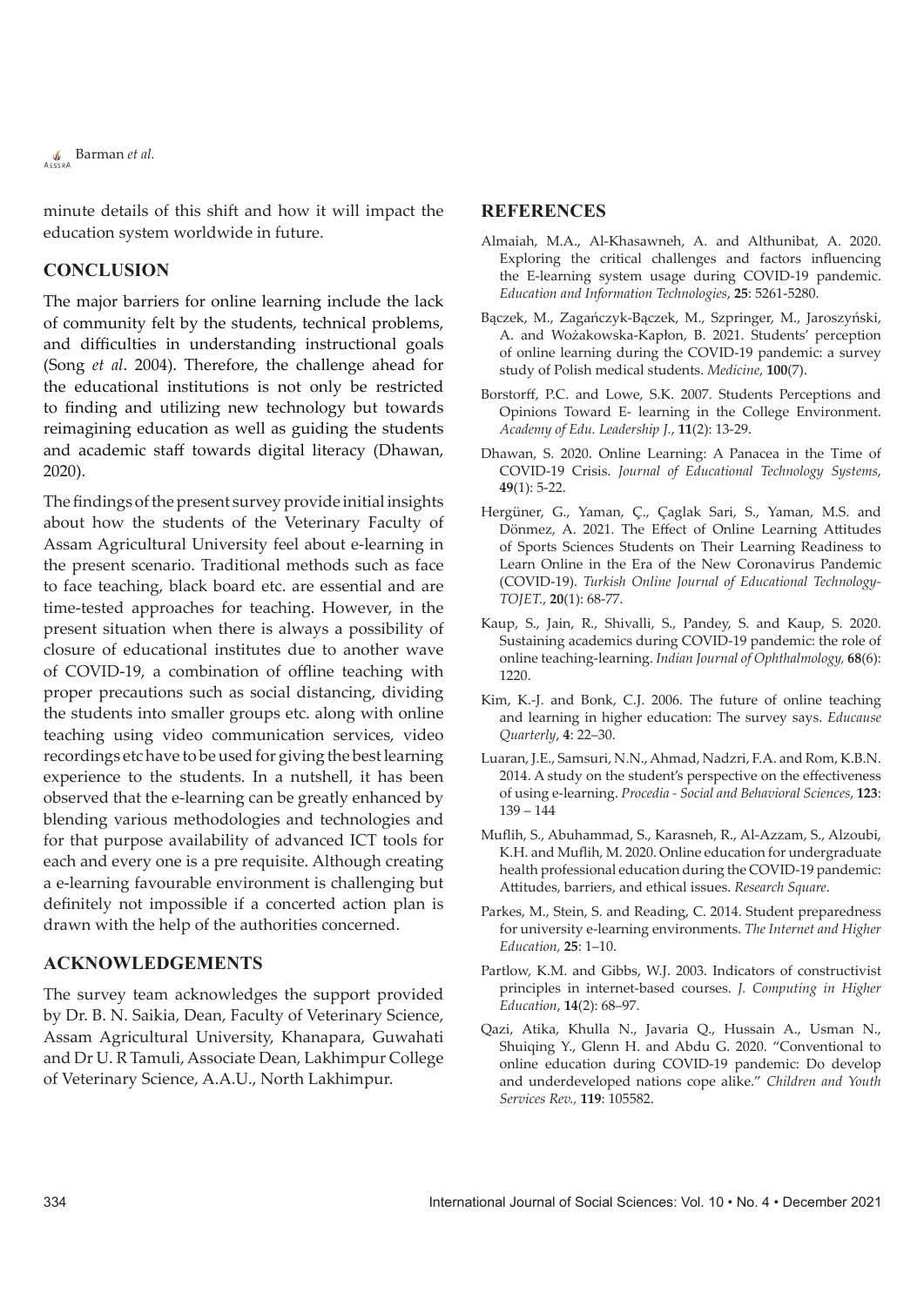minute details of this shift and how it will impact the education system worldwide in future.

## CONCLUSION

The major barriers for online learning include the lack of community felt by the students, technical problems, and difficulties in understanding instructional goals (Song *et al*. 2004). Therefore, the challenge ahead for the educational institutions is not only be restricted to finding and utilizing new technology but towards reimagining education as well as guiding the students and academic staff towards digital literacy (Dhawan, 2020).

The findings of the present survey provide initial insights about how the students of the Veterinary Faculty of Assam Agricultural University feel about e-learning in the present scenario. Traditional methods such as face to face teaching, black board etc. are essential and are time-tested approaches for teaching. However, in the present situation when there is always a possibility of closure of educational institutes due to another wave of COVID-19, a combination of offline teaching with proper precautions such as social distancing, dividing the students into smaller groups etc. along with online teaching using video communication services, video recordings etc have to be used for giving the best learning experience to the students. In a nutshell, it has been observed that the e-learning can be greatly enhanced by blending various methodologies and technologies and for that purpose availability of advanced ICT tools for each and every one is a pre requisite. Although creating a e-learning favourable environment is challenging but definitely not impossible if a concerted action plan is drawn with the help of the authorities concerned.

## ACKNOWLEDGEMENTS

The survey team acknowledges the support provided by Dr. B. N. Saikia, Dean, Faculty of Veterinary Science, Assam Agricultural University, Khanapara, Guwahati and Dr U. R Tamuli, Associate Dean, Lakhimpur College of Veterinary Science, A.A.U., North Lakhimpur.

## REFERENCES

Almaiah, M.A., Al-Khasawneh, A. and Althunibat, A. 2020. Exploring the critical challenges and factors influencing the E-learning system usage during COVID-19 pandemic. *Education and Information Technologies*, **25**: 5261-5280.

Bączek, M., Zagańczyk-Bączek, M., Szpringer, M., Jaroszyński, A. and Wożakowska-Kapłon, B. 2021. Students' perception of online learning during the COVID-19 pandemic: a survey study of Polish medical students. *Medicine*, **100**(7).

Borstorff, P.C. and Lowe, S.K. 2007. Students Perceptions and Opinions Toward E- learning in the College Environment. *Academy of Edu. Leadership J.*, **11**(2): 13-29.

Dhawan, S. 2020. Online Learning: A Panacea in the Time of COVID-19 Crisis. *Journal of Educational Technology Systems*, **49**(1): 5-22.

Hergüner, G., Yaman, Ç., Çaglak Sari, S., Yaman, M.S. and Dönmez, A. 2021. The Effect of Online Learning Attitudes of Sports Sciences Students on Their Learning Readiness to Learn Online in the Era of the New Coronavirus Pandemic (COVID-19). *Turkish Online Journal of Educational Technology-TOJET.*, **20**(1): 68-77.

Kaup, S., Jain, R., Shivalli, S., Pandey, S. and Kaup, S. 2020. Sustaining academics during COVID-19 pandemic: the role of online teaching-learning. *Indian Journal of Ophthalmology,* **68**(6): 1220.

Kim, K.-J. and Bonk, C.J. 2006. The future of online teaching and learning in higher education: The survey says. *Educause Quarterly*, **4**: 22–30.

Luaran, J.E., Samsuri, N.N., Ahmad, Nadzri, F.A. and Rom, K.B.N. 2014. A study on the student's perspective on the effectiveness of using e-learning. *Procedia - Social and Behavioral Sciences*, **123**: 139 – 144

Muflih, S., Abuhammad, S., Karasneh, R., Al-Azzam, S., Alzoubi, K.H. and Muflih, M. 2020. Online education for undergraduate health professional education during the COVID-19 pandemic: Attitudes, barriers, and ethical issues. *Research Square*.

Parkes, M., Stein, S. and Reading, C. 2014. Student preparedness for university e-learning environments. *The Internet and Higher Education,* **25**: 1–10.

Partlow, K.M. and Gibbs, W.J. 2003. Indicators of constructivist principles in internet-based courses. *J. Computing in Higher Education*, **14**(2): 68–97.

Qazi, Atika, Khulla N., Javaria Q., Hussain A., Usman N., Shuiqing Y., Glenn H. and Abdu G. 2020. "Conventional to online education during COVID-19 pandemic: Do develop and underdeveloped nations cope alike." *Children and Youth Services Rev.,* **119**: 105582.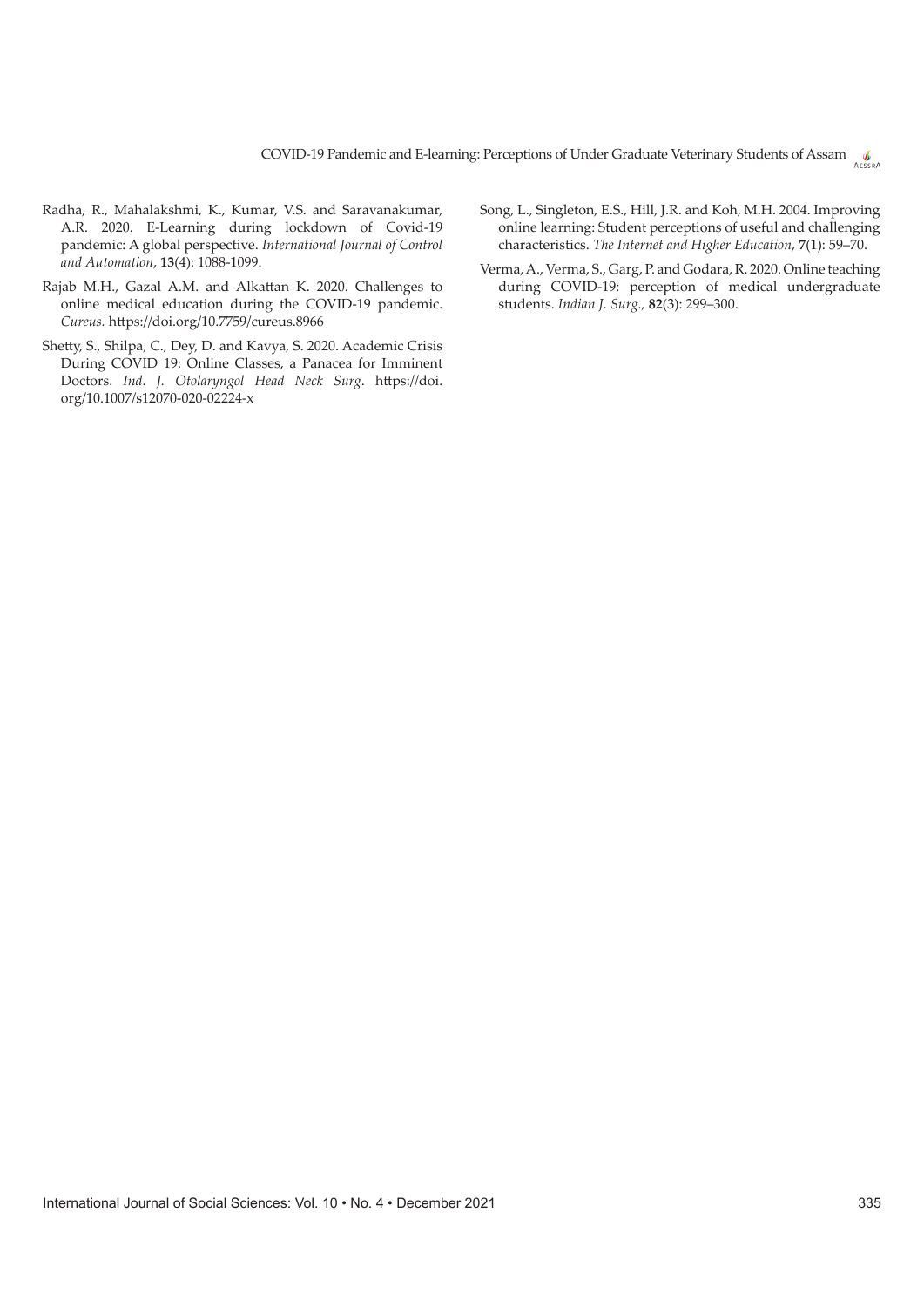Radha, R., Mahalakshmi, K., Kumar, V.S. and Saravanakumar, A.R. 2020. E-Learning during lockdown of Covid-19 pandemic: A global perspective. *International Journal of Control and Automation*, **13**(4): 1088-1099.

Rajab M.H., Gazal A.M. and Alkattan K. 2020. Challenges to online medical education during the COVID-19 pandemic. *Cureus.* https://doi.org/10.7759/cureus.8966

Shetty, S., Shilpa, C., Dey, D. and Kavya, S. 2020. Academic Crisis During COVID 19: Online Classes, a Panacea for Imminent Doctors. *Ind. J. Otolaryngol Head Neck Surg*. https://doi.org/10.1007/s12070-020-02224-x

Song, L., Singleton, E.S., Hill, J.R. and Koh, M.H. 2004. Improving online learning: Student perceptions of useful and challenging characteristics. *The Internet and Higher Education*, **7**(1): 59–70.

Verma, A., Verma, S., Garg, P. and Godara, R. 2020. Online teaching during COVID-19: perception of medical undergraduate students. *Indian J. Surg.*, **82**(3): 299–300.